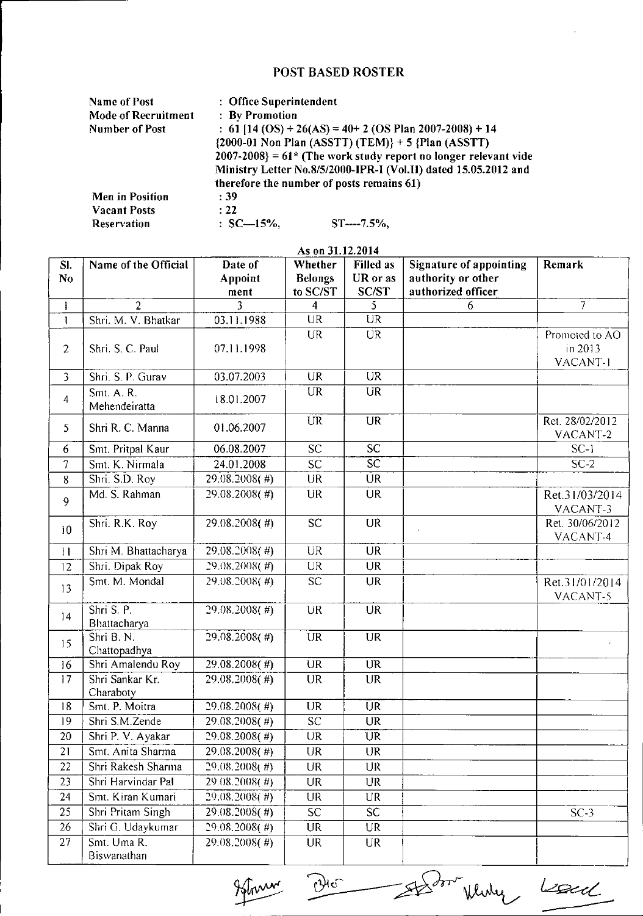# POST BASED ROSTER

| | |
|---|---|
| Name of Post | : Office Superintendent |
| Mode of Recruitment | : By Promotion |
| Number of Post | : 61 [14 (OS) + 26(AS) = 40+ 2 (OS Plan 2007-2008) + 14 {2000-01 Non Plan (ASSTT) (TEM)} + 5 {Plan (ASSTT) 2007-2008} = 61* (The work study report no longer relevant vide Ministry Letter No.8/5/2000-IPR-I (Vol.II) dated 15.05.2012 and therefore the number of posts remains 61) |
| Men in Position | : 39 |
| Vacant Posts | : 22 |
| Reservation | : SC—15%, ST----7.5%, |

As on 31.12.2014

| Sl. No | Name of the Official | Date of Appointment | Whether Belongs to SC/ST | Filled as UR or as SC/ST | Signature of appointing authority or other authorized officer | Remark |
|---|---|---|---|---|---|---|
| 1 | 2 | 3 | 4 | 5 | 6 | 7 |
| 1 | Shri. M. V. Bhatkar | 03.11.1988 | UR | UR | | |
| 2 | Shri. S. C. Paul | 07.11.1998 | UR | UR | | Promoted to AO in 2013 VACANT-1 |
| 3 | Shri. S. P. Gurav | 03.07.2003 | UR | UR | | |
| 4 | Smt. A. R. Mehendeiratta | 18.01.2007 | UR | UR | | |
| 5 | Shri R. C. Manna | 01.06.2007 | UR | UR | | Ret. 28/02/2012 VACANT-2 |
| 6 | Smt. Pritpal Kaur | 06.08.2007 | SC | SC | | SC-1 |
| 7 | Smt. K. Nirmala | 24.01.2008 | SC | SC | | SC-2 |
| 8 | Shri. S.D. Roy | 29.08.2008( #) | UR | UR | | |
| 9 | Md. S. Rahman | 29.08.2008( #) | UR | UR | | Ret.31/03/2014 VACANT-3 |
| 10 | Shri. R.K. Roy | 29.08.2008( #) | SC | UR | | Ret. 30/06/2012 VACANT-4 |
| 11 | Shri M. Bhattacharya | 29.08.2008( #) | UR | UR | | |
| 12 | Shri. Dipak Roy | 29.08.2008( #) | UR | UR | | |
| 13 | Smt. M. Mondal | 29.08.2008( #) | SC | UR | | Ret.31/01/2014 VACANT-5 |
| 14 | Shri S. P. Bhattacharya | 29.08.2008( #) | UR | UR | | |
| 15 | Shri B. N. Chattopadhya | 29.08.2008( #) | UR | UR | | |
| 16 | Shri Amalendu Roy | 29.08.2008( #) | UR | UR | | |
| 17 | Shri Sankar Kr. Charaboty | 29.08.2008( #) | UR | UR | | |
| 18 | Smt. P. Moitra | 29.08.2008( #) | UR | UR | | |
| 19 | Shri S.M.Zende | 29.08.2008( #) | SC | UR | | |
| 20 | Shri P. V. Ayakar | 29.08.2008( #) | UR | UR | | |
| 21 | Smt. Anita Sharma | 29.08.2008( #) | UR | UR | | |
| 22 | Shri Rakesh Sharma | 29.08.2008( #) | UR | UR | | |
| 23 | Shri Harvindar Pal | 29.08.2008( #) | UR | UR | | |
| 24 | Smt. Kiran Kumari | 29.08.2008( #) | UR | UR | | |
| 25 | Shri Pritam Singh | 29.08.2008( #) | SC | SC | | SC-3 |
| 26 | Shri G. Udaykumar | 29.08.2008( #) | UR | UR | | |
| 27 | Smt. Uma R. Biswanathan | 29.08.2008( #) | UR | UR | | |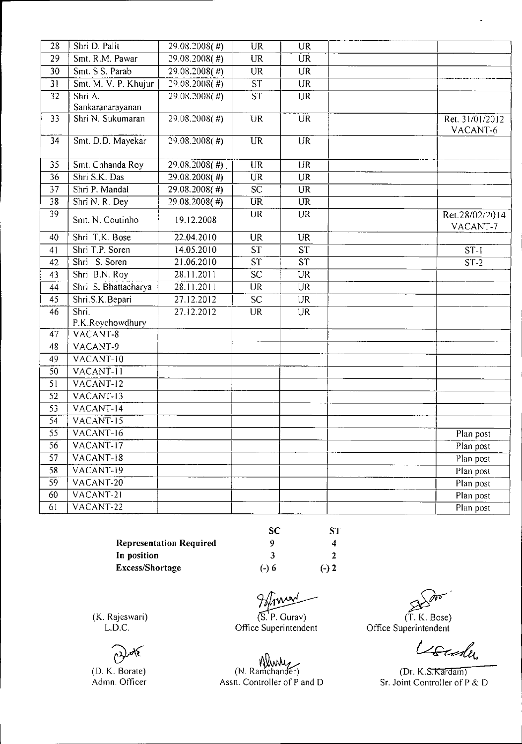| | | | | | | |
|---|---|---|---|---|---|---|
| 28 | Shri D. Palit | 29.08.2008(#) | UR | UR | | |
| 29 | Smt. R.M. Pawar | 29.08.2008(#) | UR | UR | | |
| 30 | Smt. S.S. Parab | 29.08.2008(#) | UR | UR | | |
| 31 | Smt. M. V. P. Khujur | 29.08.2008(#) | ST | UR | | |
| 32 | Shri A. Sankaranarayanan | 29.08.2008(#) | ST | UR | | |
| 33 | Shri N. Sukumaran | 29.08.2008(#) | UR | UR | | Ret. 31/01/2012 VACANT-6 |
| 34 | Smt. D.D. Mayekar | 29.08.2008(#) | UR | UR | | |
| 35 | Smt. Chhanda Roy | 29.08.2008(#) | UR | UR | | |
| 36 | Shri S.K. Das | 29.08.2008(#) | UR | UR | | |
| 37 | Shri P. Mandal | 29.08.2008(#) | SC | UR | | |
| 38 | Shri N. R. Dey | 29.08.2008(#) | UR | UR | | |
| 39 | Smt. N. Coutinho | 19.12.2008 | UR | UR | | Ret.28/02/2014 VACANT-7 |
| 40 | Shri T.K. Bose | 22.04.2010 | UR | UR | | |
| 41 | Shri T.P. Soren | 14.05.2010 | ST | ST | | ST-1 |
| 42 | Shri S. Soren | 21.06.2010 | ST | ST | | ST-2 |
| 43 | Shri B.N. Roy | 28.11.2011 | SC | UR | | |
| 44 | Shri S. Bhattacharya | 28.11.2011 | UR | UR | | |
| 45 | Shri.S.K.Bepari | 27.12.2012 | SC | UR | | |
| 46 | Shri. P.K.Roychowdhury | 27.12.2012 | UR | UR | | |
| 47 | VACANT-8 | | | | | |
| 48 | VACANT-9 | | | | | |
| 49 | VACANT-10 | | | | | |
| 50 | VACANT-11 | | | | | |
| 51 | VACANT-12 | | | | | |
| 52 | VACANT-13 | | | | | |
| 53 | VACANT-14 | | | | | |
| 54 | VACANT-15 | | | | | |
| 55 | VACANT-16 | | | | | Plan post |
| 56 | VACANT-17 | | | | | Plan post |
| 57 | VACANT-18 | | | | | Plan post |
| 58 | VACANT-19 | | | | | Plan post |
| 59 | VACANT-20 | | | | | Plan post |
| 60 | VACANT-21 | | | | | Plan post |
| 61 | VACANT-22 | | | | | Plan post |

| | SC | ST |
|---|---|---|
| **Representation Required** | 9 | 4 |
| **In position** | 3 | 2 |
| **Excess/Shortage** | (-) 6 | (-) 2 |

(K. Rajeswari)
L.D.C.

(S. P. Gurav)
Office Superintendent

(T. K. Bose)
Office Superintendent

(D. K. Borate)
Admn. Officer

(N. Ramchander)
Asstt. Controller of P and D

(Dr. K.S.Kardam)
Sr. Joint Controller of P & D